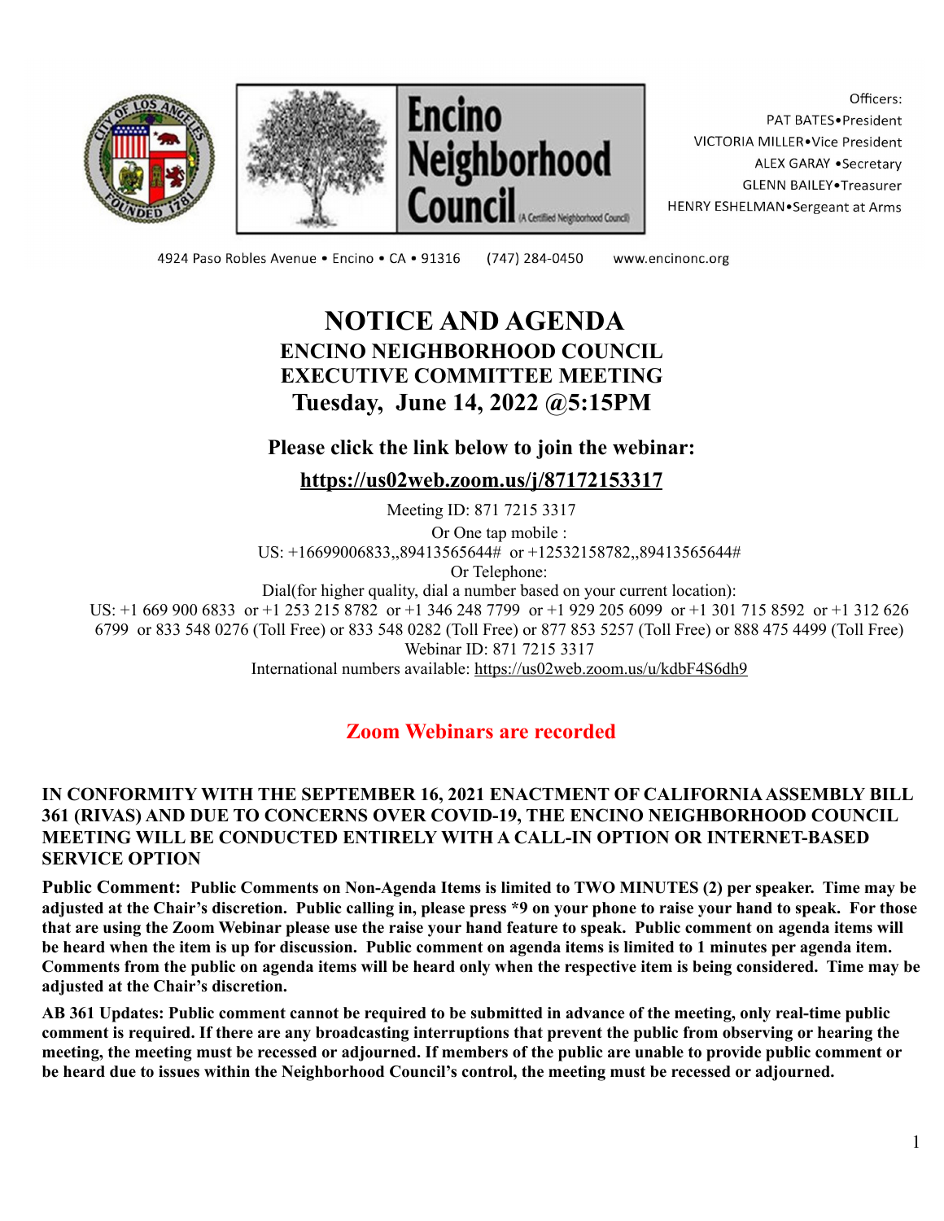Encino Neighborhood Council (A Certified Neighborhood Council)

Officers:
PAT BATES•President
VICTORIA MILLER•Vice President
ALEX GARAY •Secretary
GLENN BAILEY•Treasurer
HENRY ESHELMAN•Sergeant at Arms

4924 Paso Robles Avenue • Encino • CA • 91316 (747) 284-0450 www.encinonc.org

# NOTICE AND AGENDA

## ENCINO NEIGHBORHOOD COUNCIL EXECUTIVE COMMITTEE MEETING

## Tuesday, June 14, 2022 @5:15PM

### Please click the link below to join the webinar:

### https://us02web.zoom.us/j/87172153317

Meeting ID: 871 7215 3317
Or One tap mobile :
US: +16699006833,,89413565644# or +12532158782,,89413565644#
Or Telephone:
Dial(for higher quality, dial a number based on your current location):
US: +1 669 900 6833 or +1 253 215 8782 or +1 346 248 7799 or +1 929 205 6099 or +1 301 715 8592 or +1 312 626 6799 or 833 548 0276 (Toll Free) or 833 548 0282 (Toll Free) or 877 853 5257 (Toll Free) or 888 475 4499 (Toll Free)
Webinar ID: 871 7215 3317
International numbers available: https://us02web.zoom.us/u/kdbF4S6dh9

**Zoom Webinars are recorded**

**IN CONFORMITY WITH THE SEPTEMBER 16, 2021 ENACTMENT OF CALIFORNIA ASSEMBLY BILL 361 (RIVAS) AND DUE TO CONCERNS OVER COVID-19, THE ENCINO NEIGHBORHOOD COUNCIL MEETING WILL BE CONDUCTED ENTIRELY WITH A CALL-IN OPTION OR INTERNET-BASED SERVICE OPTION**

**Public Comment: Public Comments on Non-Agenda Items is limited to TWO MINUTES (2) per speaker. Time may be adjusted at the Chair's discretion. Public calling in, please press *9 on your phone to raise your hand to speak. For those that are using the Zoom Webinar please use the raise your hand feature to speak. Public comment on agenda items will be heard when the item is up for discussion. Public comment on agenda items is limited to 1 minutes per agenda item. Comments from the public on agenda items will be heard only when the respective item is being considered. Time may be adjusted at the Chair's discretion.**

**AB 361 Updates: Public comment cannot be required to be submitted in advance of the meeting, only real-time public comment is required. If there are any broadcasting interruptions that prevent the public from observing or hearing the meeting, the meeting must be recessed or adjourned. If members of the public are unable to provide public comment or be heard due to issues within the Neighborhood Council's control, the meeting must be recessed or adjourned.**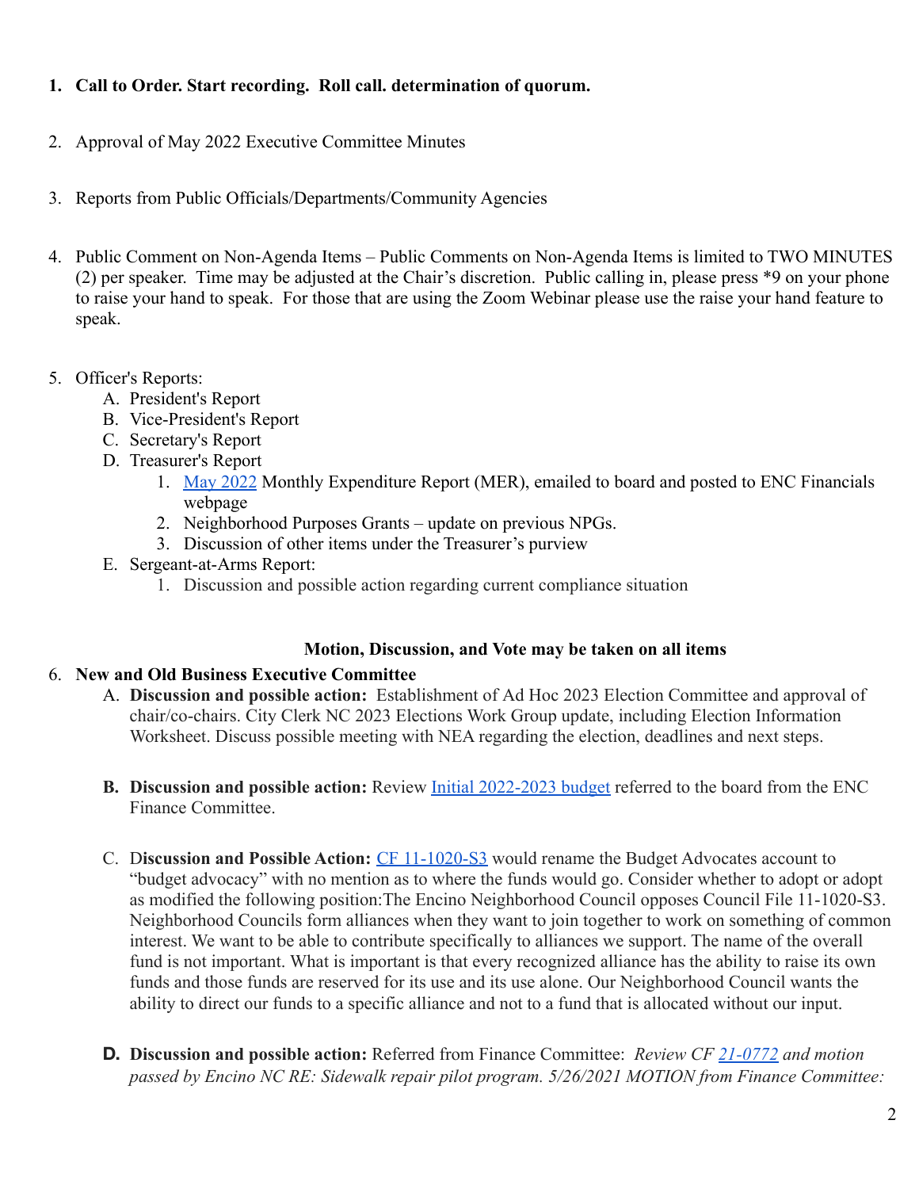1. **Call to Order. Start recording. Roll call. determination of quorum.**

2. Approval of May 2022 Executive Committee Minutes

3. Reports from Public Officials/Departments/Community Agencies

4. Public Comment on Non-Agenda Items – Public Comments on Non-Agenda Items is limited to TWO MINUTES (2) per speaker. Time may be adjusted at the Chair's discretion. Public calling in, please press *9 on your phone to raise your hand to speak. For those that are using the Zoom Webinar please use the raise your hand feature to speak.

5. Officer's Reports:
   A. President's Report
   B. Vice-President's Report
   C. Secretary's Report
   D. Treasurer's Report
      1. May 2022 Monthly Expenditure Report (MER), emailed to board and posted to ENC Financials webpage
      2. Neighborhood Purposes Grants – update on previous NPGs.
      3. Discussion of other items under the Treasurer's purview
   E. Sergeant-at-Arms Report:
      1. Discussion and possible action regarding current compliance situation

**Motion, Discussion, and Vote may be taken on all items**

6. **New and Old Business Executive Committee**
   A. **Discussion and possible action:** Establishment of Ad Hoc 2023 Election Committee and approval of chair/co-chairs. City Clerk NC 2023 Elections Work Group update, including Election Information Worksheet. Discuss possible meeting with NEA regarding the election, deadlines and next steps.

   B. **Discussion and possible action:** Review Initial 2022-2023 budget referred to the board from the ENC Finance Committee.

   C. D**iscussion and Possible Action:** CF 11-1020-S3 would rename the Budget Advocates account to "budget advocacy" with no mention as to where the funds would go. Consider whether to adopt or adopt as modified the following position:The Encino Neighborhood Council opposes Council File 11-1020-S3. Neighborhood Councils form alliances when they want to join together to work on something of common interest. We want to be able to contribute specifically to alliances we support. The name of the overall fund is not important. What is important is that every recognized alliance has the ability to raise its own funds and those funds are reserved for its use and its use alone. Our Neighborhood Council wants the ability to direct our funds to a specific alliance and not to a fund that is allocated without our input.

   D. **Discussion and possible action:** Referred from Finance Committee: *Review CF 21-0772 and motion passed by Encino NC RE: Sidewalk repair pilot program. 5/26/2021 MOTION from Finance Committee:*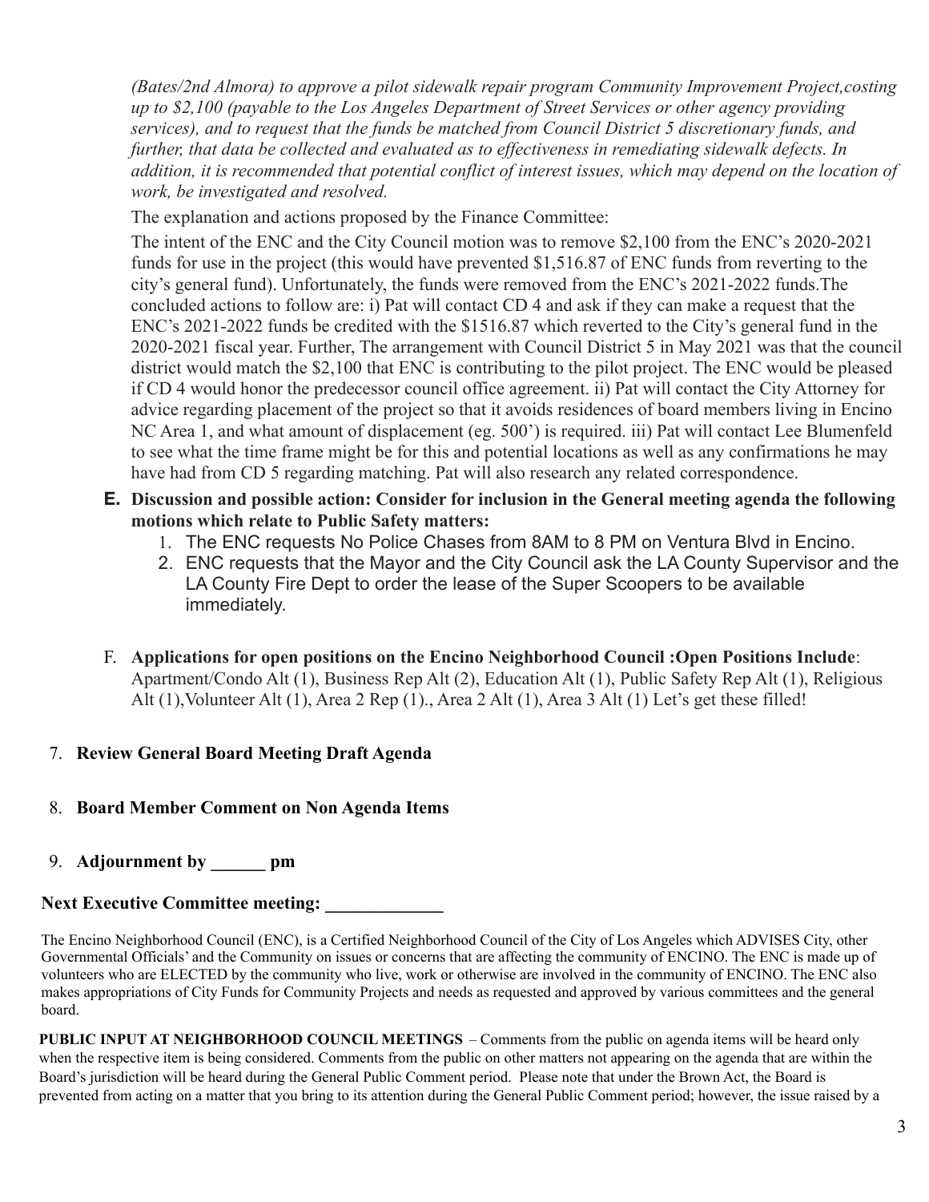*(Bates/2nd Almora) to approve a pilot sidewalk repair program Community Improvement Project,costing up to $2,100 (payable to the Los Angeles Department of Street Services or other agency providing services), and to request that the funds be matched from Council District 5 discretionary funds, and further, that data be collected and evaluated as to effectiveness in remediating sidewalk defects. In addition, it is recommended that potential conflict of interest issues, which may depend on the location of work, be investigated and resolved.*

The explanation and actions proposed by the Finance Committee:

The intent of the ENC and the City Council motion was to remove $2,100 from the ENC's 2020-2021 funds for use in the project (this would have prevented $1,516.87 of ENC funds from reverting to the city's general fund). Unfortunately, the funds were removed from the ENC's 2021-2022 funds.The concluded actions to follow are: i) Pat will contact CD 4 and ask if they can make a request that the ENC's 2021-2022 funds be credited with the $1516.87 which reverted to the City's general fund in the 2020-2021 fiscal year. Further, The arrangement with Council District 5 in May 2021 was that the council district would match the $2,100 that ENC is contributing to the pilot project. The ENC would be pleased if CD 4 would honor the predecessor council office agreement. ii) Pat will contact the City Attorney for advice regarding placement of the project so that it avoids residences of board members living in Encino NC Area 1, and what amount of displacement (eg. 500') is required. iii) Pat will contact Lee Blumenfeld to see what the time frame might be for this and potential locations as well as any confirmations he may have had from CD 5 regarding matching. Pat will also research any related correspondence.

**E. Discussion and possible action: Consider for inclusion in the General meeting agenda the following motions which relate to Public Safety matters:**

1. The ENC requests No Police Chases from 8AM to 8 PM on Ventura Blvd in Encino.
2. ENC requests that the Mayor and the City Council ask the LA County Supervisor and the LA County Fire Dept to order the lease of the Super Scoopers to be available immediately.

F. **Applications for open positions on the Encino Neighborhood Council :Open Positions Include**: Apartment/Condo Alt (1), Business Rep Alt (2), Education Alt (1), Public Safety Rep Alt (1), Religious Alt (1),Volunteer Alt (1), Area 2 Rep (1)., Area 2 Alt (1), Area 3 Alt (1) Let's get these filled!

7. **Review General Board Meeting Draft Agenda**

8. **Board Member Comment on Non Agenda Items**

9. **Adjournment by ______ pm**

**Next Executive Committee meeting: _____________**

The Encino Neighborhood Council (ENC), is a Certified Neighborhood Council of the City of Los Angeles which ADVISES City, other Governmental Officials' and the Community on issues or concerns that are affecting the community of ENCINO. The ENC is made up of volunteers who are ELECTED by the community who live, work or otherwise are involved in the community of ENCINO. The ENC also makes appropriations of City Funds for Community Projects and needs as requested and approved by various committees and the general board.

**PUBLIC INPUT AT NEIGHBORHOOD COUNCIL MEETINGS** – Comments from the public on agenda items will be heard only when the respective item is being considered. Comments from the public on other matters not appearing on the agenda that are within the Board's jurisdiction will be heard during the General Public Comment period. Please note that under the Brown Act, the Board is prevented from acting on a matter that you bring to its attention during the General Public Comment period; however, the issue raised by a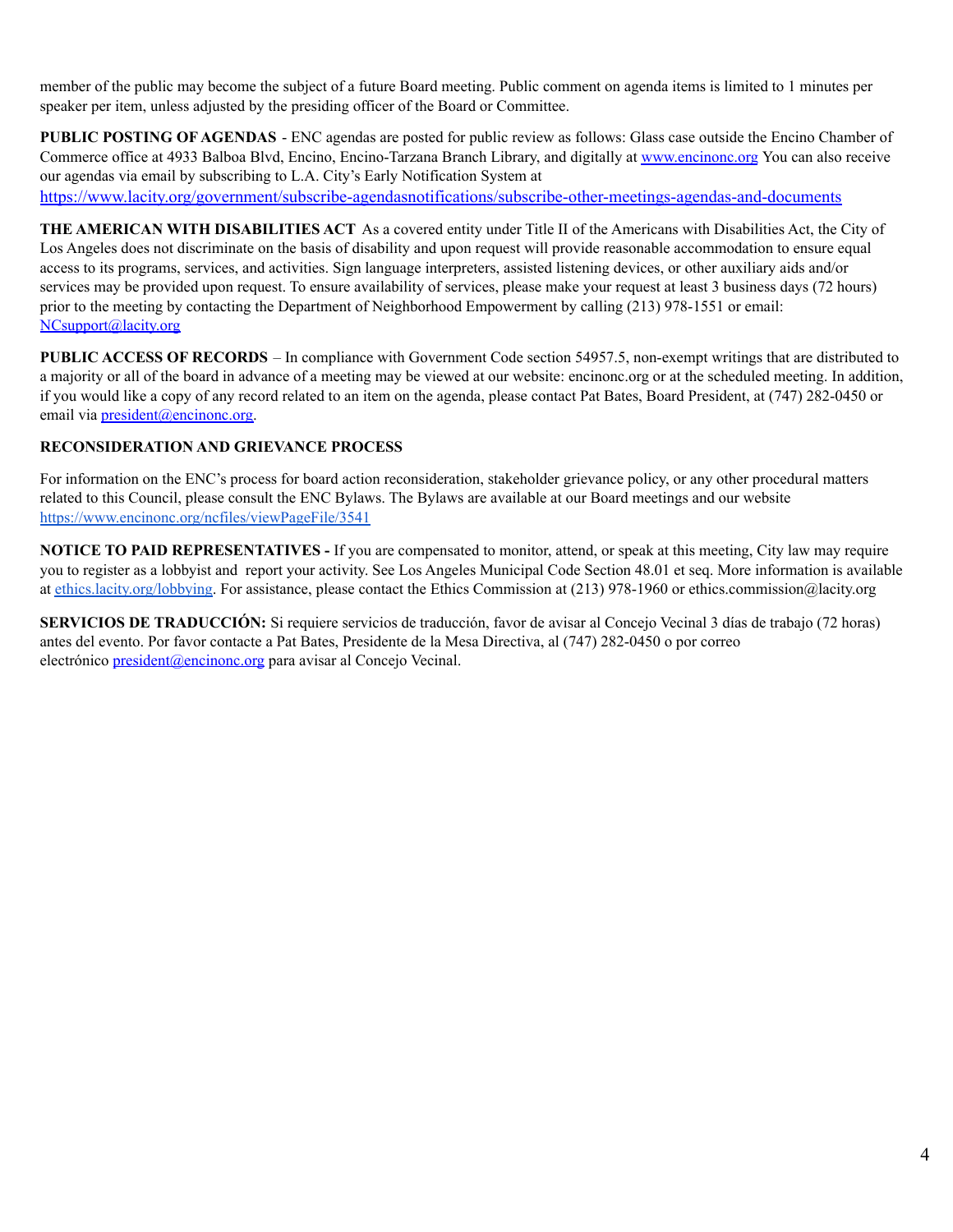member of the public may become the subject of a future Board meeting. Public comment on agenda items is limited to 1 minutes per speaker per item, unless adjusted by the presiding officer of the Board or Committee.

**PUBLIC POSTING OF AGENDAS** - ENC agendas are posted for public review as follows: Glass case outside the Encino Chamber of Commerce office at 4933 Balboa Blvd, Encino, Encino-Tarzana Branch Library, and digitally at www.encinonc.org You can also receive our agendas via email by subscribing to L.A. City's Early Notification System at https://www.lacity.org/government/subscribe-agendasnotifications/subscribe-other-meetings-agendas-and-documents

**THE AMERICAN WITH DISABILITIES ACT** As a covered entity under Title II of the Americans with Disabilities Act, the City of Los Angeles does not discriminate on the basis of disability and upon request will provide reasonable accommodation to ensure equal access to its programs, services, and activities. Sign language interpreters, assisted listening devices, or other auxiliary aids and/or services may be provided upon request. To ensure availability of services, please make your request at least 3 business days (72 hours) prior to the meeting by contacting the Department of Neighborhood Empowerment by calling (213) 978-1551 or email: NCsupport@lacity.org

**PUBLIC ACCESS OF RECORDS** – In compliance with Government Code section 54957.5, non-exempt writings that are distributed to a majority or all of the board in advance of a meeting may be viewed at our website: encinonc.org or at the scheduled meeting. In addition, if you would like a copy of any record related to an item on the agenda, please contact Pat Bates, Board President, at (747) 282-0450 or email via president@encinonc.org.

**RECONSIDERATION AND GRIEVANCE PROCESS**

For information on the ENC's process for board action reconsideration, stakeholder grievance policy, or any other procedural matters related to this Council, please consult the ENC Bylaws. The Bylaws are available at our Board meetings and our website https://www.encinonc.org/ncfiles/viewPageFile/3541

**NOTICE TO PAID REPRESENTATIVES -** If you are compensated to monitor, attend, or speak at this meeting, City law may require you to register as a lobbyist and report your activity. See Los Angeles Municipal Code Section 48.01 et seq. More information is available at ethics.lacity.org/lobbying. For assistance, please contact the Ethics Commission at (213) 978-1960 or ethics.commission@lacity.org

**SERVICIOS DE TRADUCCIÓN:** Si requiere servicios de traducción, favor de avisar al Concejo Vecinal 3 días de trabajo (72 horas) antes del evento. Por favor contacte a Pat Bates, Presidente de la Mesa Directiva, al (747) 282-0450 o por correo electrónico president@encinonc.org para avisar al Concejo Vecinal.